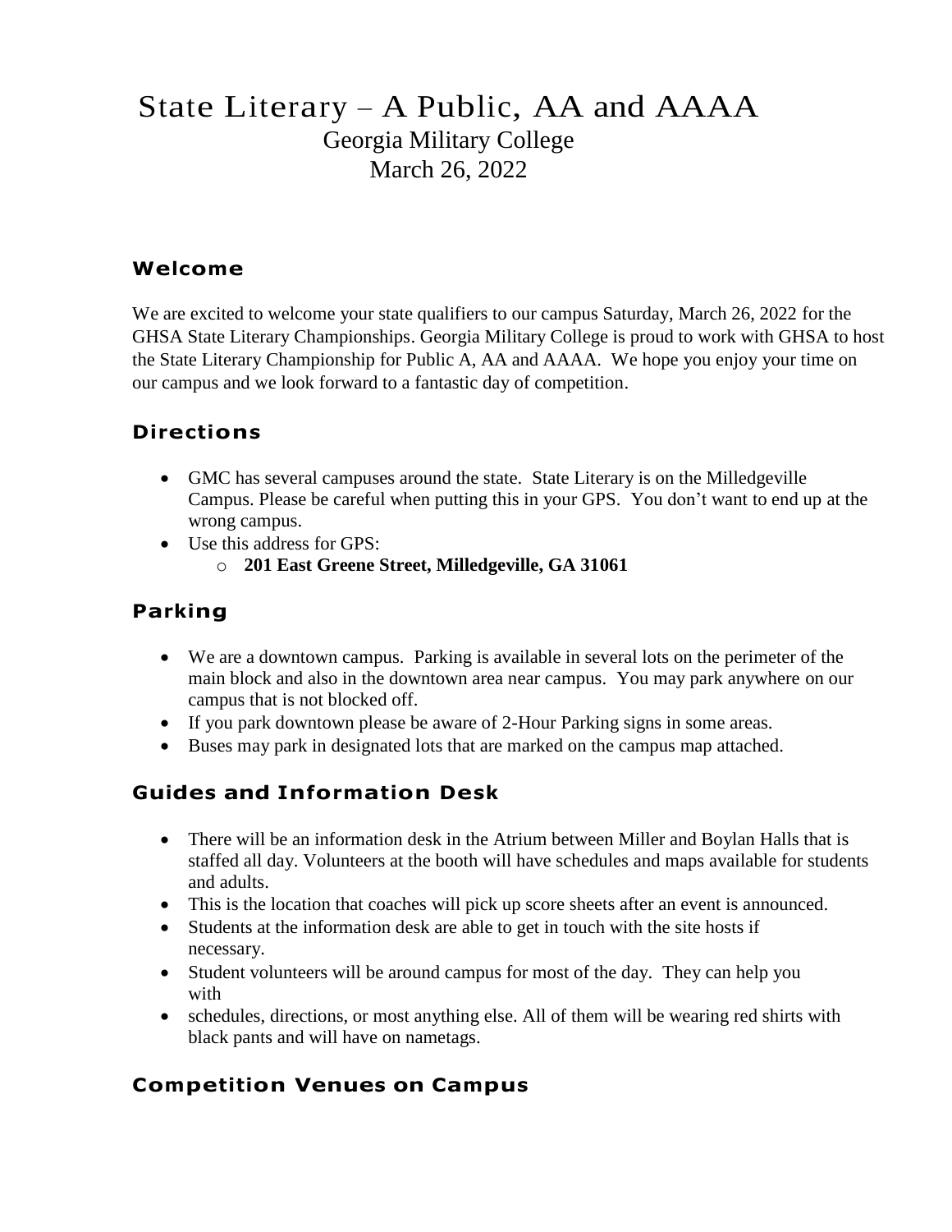# State Literary – A Public, AA and AAAA

Georgia Military College

March 26, 2022

## Welcome

We are excited to welcome your state qualifiers to our campus Saturday, March 26, 2022 for the GHSA State Literary Championships. Georgia Military College is proud to work with GHSA to host the State Literary Championship for Public A, AA and AAAA. We hope you enjoy your time on our campus and we look forward to a fantastic day of competition.

## Directions

- GMC has several campuses around the state. State Literary is on the Milledgeville Campus. Please be careful when putting this in your GPS. You don't want to end up at the wrong campus.
- Use this address for GPS:
  - **201 East Greene Street, Milledgeville, GA 31061**

## Parking

- We are a downtown campus. Parking is available in several lots on the perimeter of the main block and also in the downtown area near campus. You may park anywhere on our campus that is not blocked off.
- If you park downtown please be aware of 2-Hour Parking signs in some areas.
- Buses may park in designated lots that are marked on the campus map attached.

## Guides and Information Desk

- There will be an information desk in the Atrium between Miller and Boylan Halls that is staffed all day. Volunteers at the booth will have schedules and maps available for students and adults.
- This is the location that coaches will pick up score sheets after an event is announced.
- Students at the information desk are able to get in touch with the site hosts if necessary.
- Student volunteers will be around campus for most of the day. They can help you with
- schedules, directions, or most anything else. All of them will be wearing red shirts with black pants and will have on nametags.

## Competition Venues on Campus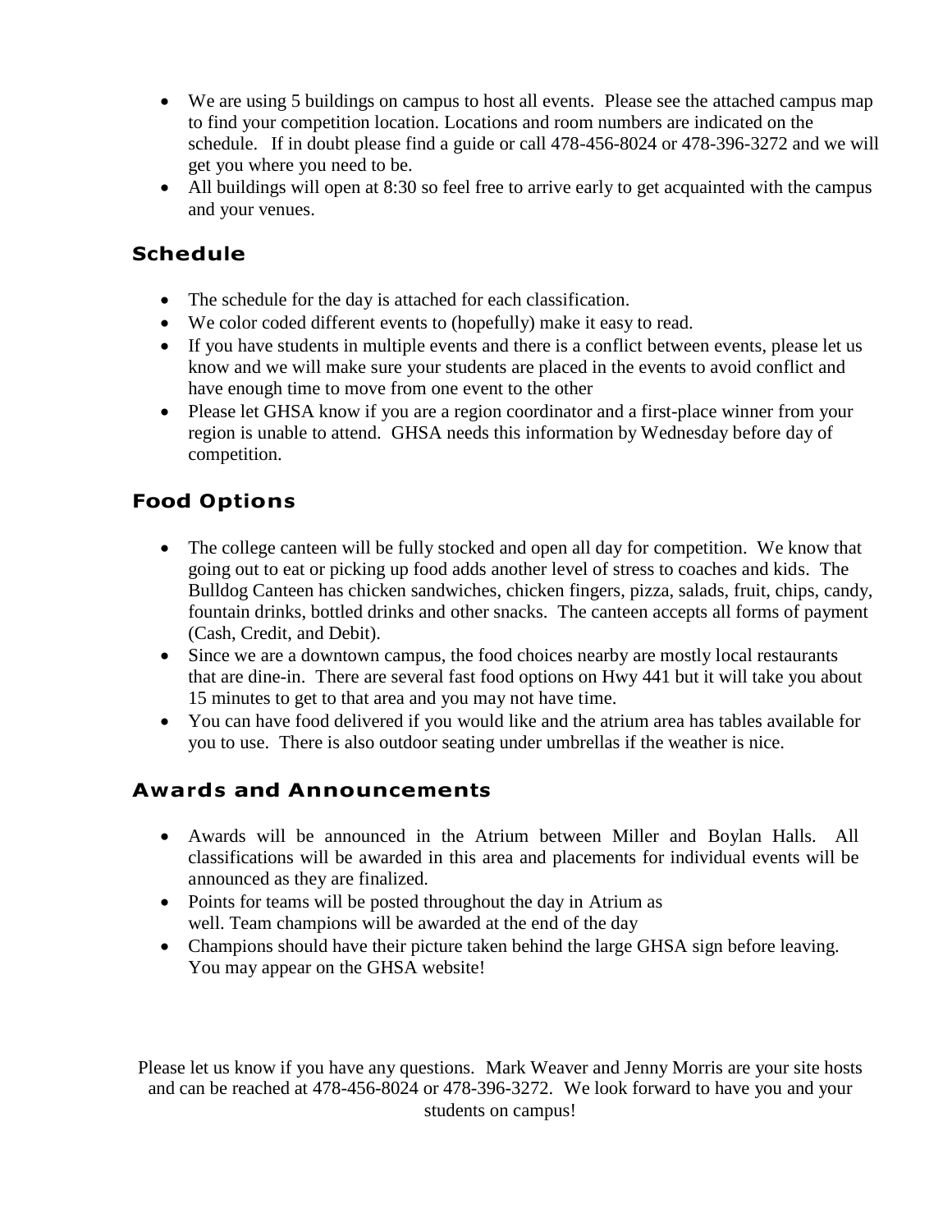- We are using 5 buildings on campus to host all events. Please see the attached campus map to find your competition location. Locations and room numbers are indicated on the schedule. If in doubt please find a guide or call 478-456-8024 or 478-396-3272 and we will get you where you need to be.
- All buildings will open at 8:30 so feel free to arrive early to get acquainted with the campus and your venues.

## Schedule

- The schedule for the day is attached for each classification.
- We color coded different events to (hopefully) make it easy to read.
- If you have students in multiple events and there is a conflict between events, please let us know and we will make sure your students are placed in the events to avoid conflict and have enough time to move from one event to the other
- Please let GHSA know if you are a region coordinator and a first-place winner from your region is unable to attend. GHSA needs this information by Wednesday before day of competition.

## Food Options

- The college canteen will be fully stocked and open all day for competition. We know that going out to eat or picking up food adds another level of stress to coaches and kids. The Bulldog Canteen has chicken sandwiches, chicken fingers, pizza, salads, fruit, chips, candy, fountain drinks, bottled drinks and other snacks. The canteen accepts all forms of payment (Cash, Credit, and Debit).
- Since we are a downtown campus, the food choices nearby are mostly local restaurants that are dine-in. There are several fast food options on Hwy 441 but it will take you about 15 minutes to get to that area and you may not have time.
- You can have food delivered if you would like and the atrium area has tables available for you to use. There is also outdoor seating under umbrellas if the weather is nice.

## Awards and Announcements

- Awards will be announced in the Atrium between Miller and Boylan Halls. All classifications will be awarded in this area and placements for individual events will be announced as they are finalized.
- Points for teams will be posted throughout the day in Atrium as well. Team champions will be awarded at the end of the day
- Champions should have their picture taken behind the large GHSA sign before leaving. You may appear on the GHSA website!

Please let us know if you have any questions. Mark Weaver and Jenny Morris are your site hosts and can be reached at 478-456-8024 or 478-396-3272. We look forward to have you and your students on campus!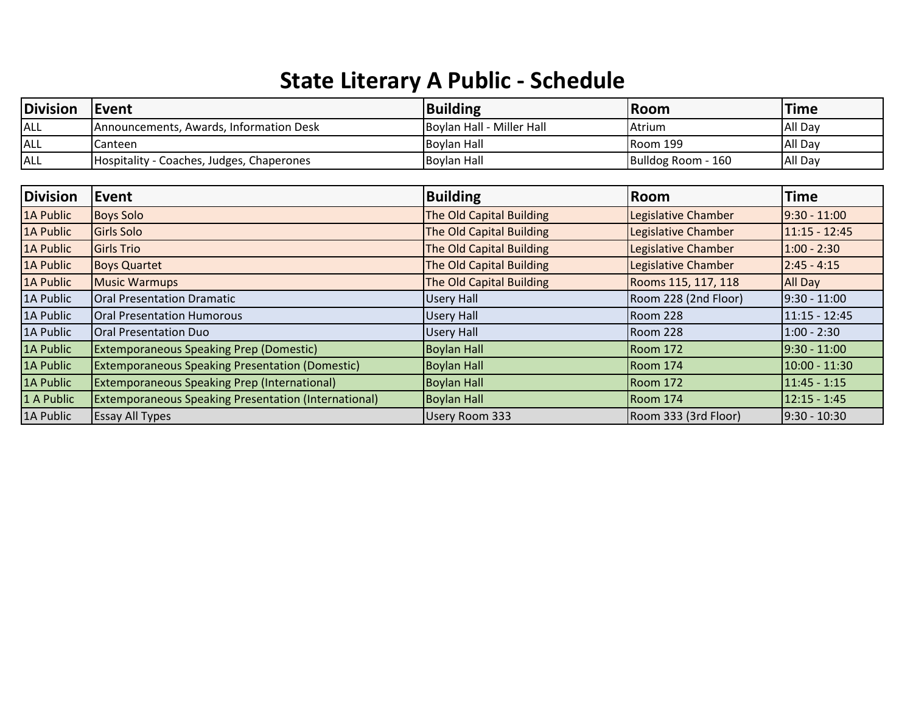# State Literary A Public - Schedule

| Division | Event | Building | Room | Time |
|---|---|---|---|---|
| ALL | Announcements, Awards, Information Desk | Boylan Hall - Miller Hall | Atrium | All Day |
| ALL | Canteen | Boylan Hall | Room 199 | All Day |
| ALL | Hospitality - Coaches, Judges, Chaperones | Boylan Hall | Bulldog Room - 160 | All Day |

| Division | Event | Building | Room | Time |
|---|---|---|---|---|
| 1A Public | Boys Solo | The Old Capital Building | Legislative Chamber | 9:30 - 11:00 |
| 1A Public | Girls Solo | The Old Capital Building | Legislative Chamber | 11:15 - 12:45 |
| 1A Public | Girls Trio | The Old Capital Building | Legislative Chamber | 1:00 - 2:30 |
| 1A Public | Boys Quartet | The Old Capital Building | Legislative Chamber | 2:45 - 4:15 |
| 1A Public | Music Warmups | The Old Capital Building | Rooms 115, 117, 118 | All Day |
| 1A Public | Oral Presentation Dramatic | Usery Hall | Room 228 (2nd Floor) | 9:30 - 11:00 |
| 1A Public | Oral Presentation Humorous | Usery Hall | Room 228 | 11:15 - 12:45 |
| 1A Public | Oral Presentation Duo | Usery Hall | Room 228 | 1:00 - 2:30 |
| 1A Public | Extemporaneous Speaking Prep (Domestic) | Boylan Hall | Room 172 | 9:30 - 11:00 |
| 1A Public | Extemporaneous Speaking Presentation (Domestic) | Boylan Hall | Room 174 | 10:00 - 11:30 |
| 1A Public | Extemporaneous Speaking Prep (International) | Boylan Hall | Room 172 | 11:45 - 1:15 |
| 1 A Public | Extemporaneous Speaking Presentation (International) | Boylan Hall | Room 174 | 12:15 - 1:45 |
| 1A Public | Essay All Types | Usery Room 333 | Room 333 (3rd Floor) | 9:30 - 10:30 |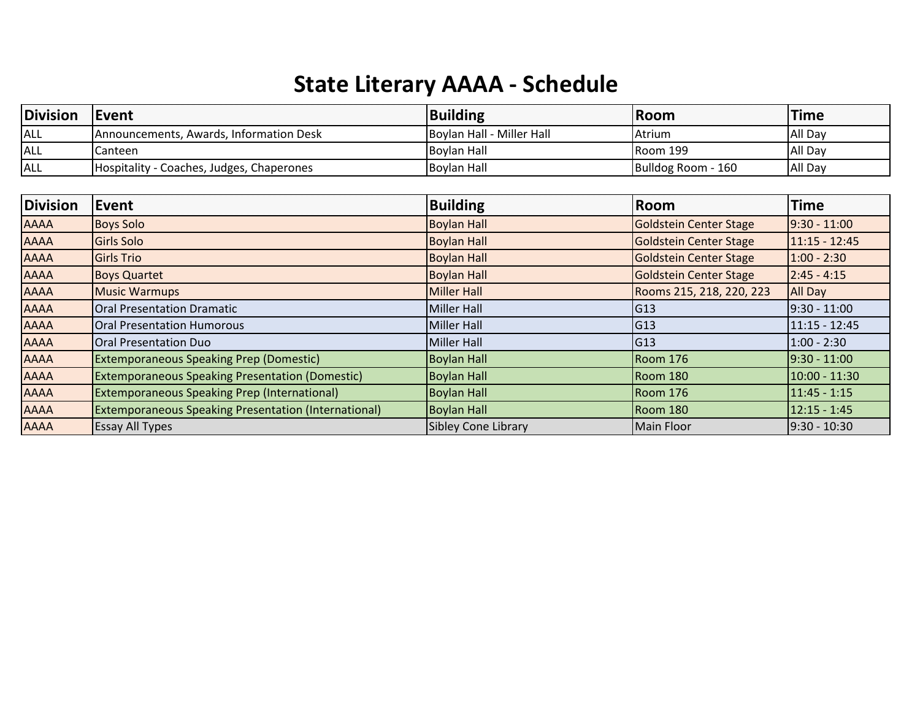# State Literary AAAA - Schedule

| Division | Event | Building | Room | Time |
|---|---|---|---|---|
| ALL | Announcements, Awards, Information Desk | Boylan Hall - Miller Hall | Atrium | All Day |
| ALL | Canteen | Boylan Hall | Room 199 | All Day |
| ALL | Hospitality - Coaches, Judges, Chaperones | Boylan Hall | Bulldog Room - 160 | All Day |

| Division | Event | Building | Room | Time |
|---|---|---|---|---|
| AAAA | Boys Solo | Boylan Hall | Goldstein Center Stage | 9:30 - 11:00 |
| AAAA | Girls Solo | Boylan Hall | Goldstein Center Stage | 11:15 - 12:45 |
| AAAA | Girls Trio | Boylan Hall | Goldstein Center Stage | 1:00 - 2:30 |
| AAAA | Boys Quartet | Boylan Hall | Goldstein Center Stage | 2:45 - 4:15 |
| AAAA | Music Warmups | Miller Hall | Rooms 215, 218, 220, 223 | All Day |
| AAAA | Oral Presentation Dramatic | Miller Hall | G13 | 9:30 - 11:00 |
| AAAA | Oral Presentation Humorous | Miller Hall | G13 | 11:15 - 12:45 |
| AAAA | Oral Presentation Duo | Miller Hall | G13 | 1:00 - 2:30 |
| AAAA | Extemporaneous Speaking Prep (Domestic) | Boylan Hall | Room 176 | 9:30 - 11:00 |
| AAAA | Extemporaneous Speaking Presentation (Domestic) | Boylan Hall | Room 180 | 10:00 - 11:30 |
| AAAA | Extemporaneous Speaking Prep (International) | Boylan Hall | Room 176 | 11:45 - 1:15 |
| AAAA | Extemporaneous Speaking Presentation (International) | Boylan Hall | Room 180 | 12:15 - 1:45 |
| AAAA | Essay All Types | Sibley Cone Library | Main Floor | 9:30 - 10:30 |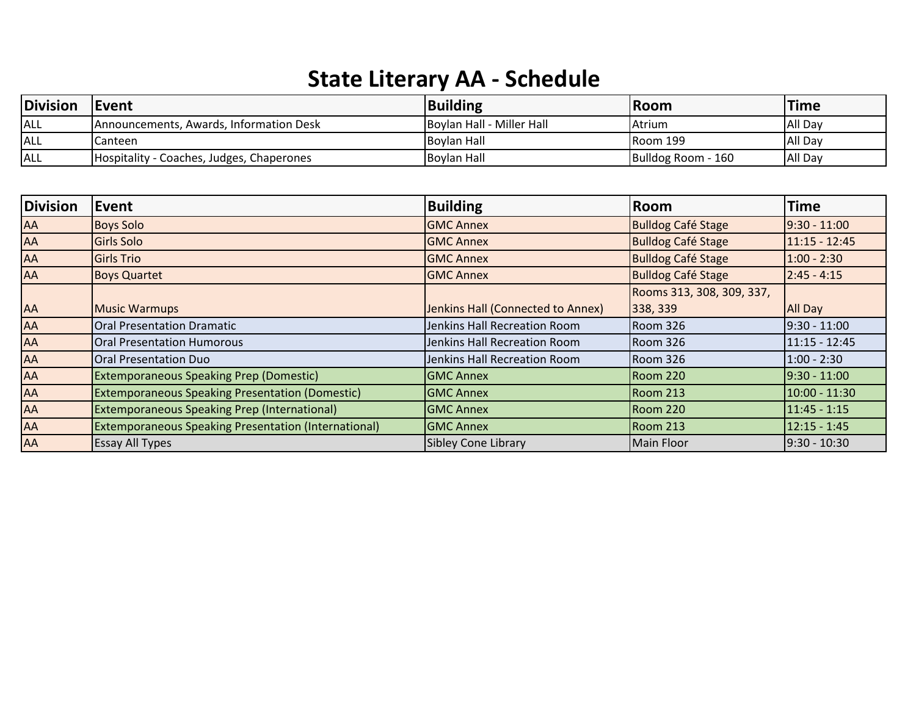# State Literary AA - Schedule

| Division | Event | Building | Room | Time |
|---|---|---|---|---|
| ALL | Announcements, Awards, Information Desk | Boylan Hall - Miller Hall | Atrium | All Day |
| ALL | Canteen | Boylan Hall | Room 199 | All Day |
| ALL | Hospitality - Coaches, Judges, Chaperones | Boylan Hall | Bulldog Room - 160 | All Day |

| Division | Event | Building | Room | Time |
|---|---|---|---|---|
| AA | Boys Solo | GMC Annex | Bulldog Café Stage | 9:30 - 11:00 |
| AA | Girls Solo | GMC Annex | Bulldog Café Stage | 11:15 - 12:45 |
| AA | Girls Trio | GMC Annex | Bulldog Café Stage | 1:00 - 2:30 |
| AA | Boys Quartet | GMC Annex | Bulldog Café Stage | 2:45 - 4:15 |
| AA | Music Warmups | Jenkins Hall (Connected to Annex) | Rooms 313, 308, 309, 337, 338, 339 | All Day |
| AA | Oral Presentation Dramatic | Jenkins Hall Recreation Room | Room 326 | 9:30 - 11:00 |
| AA | Oral Presentation Humorous | Jenkins Hall Recreation Room | Room 326 | 11:15 - 12:45 |
| AA | Oral Presentation Duo | Jenkins Hall Recreation Room | Room 326 | 1:00 - 2:30 |
| AA | Extemporaneous Speaking Prep (Domestic) | GMC Annex | Room 220 | 9:30 - 11:00 |
| AA | Extemporaneous Speaking Presentation (Domestic) | GMC Annex | Room 213 | 10:00 - 11:30 |
| AA | Extemporaneous Speaking Prep (International) | GMC Annex | Room 220 | 11:45 - 1:15 |
| AA | Extemporaneous Speaking Presentation (International) | GMC Annex | Room 213 | 12:15 - 1:45 |
| AA | Essay All Types | Sibley Cone Library | Main Floor | 9:30 - 10:30 |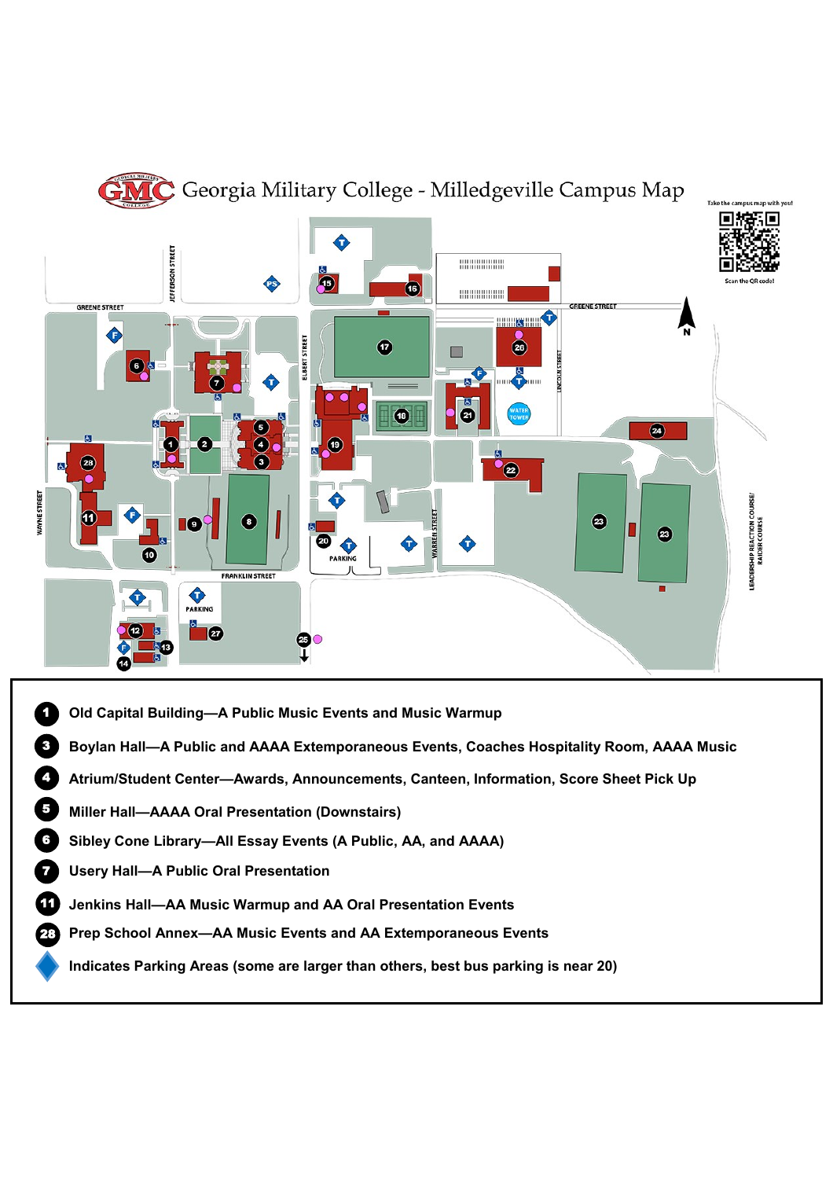# Georgia Military College - Milledgeville Campus Map

Take the campus map with you!

Scan the QR code!

GREENE STREET

JEFFERSON STREET

ELBERT STREET

LINCOLN STREET

WAYNE STREET

WARREN STREET

FRANKLIN STREET

WATER TOWER

PARKING

LEADERSHIP REACTION COURSE/ RAIDER COURSE

N

- **1** Old Capital Building—A Public Music Events and Music Warmup
- **3** Boylan Hall—A Public and AAAA Extemporaneous Events, Coaches Hospitality Room, AAAA Music
- **4** Atrium/Student Center—Awards, Announcements, Canteen, Information, Score Sheet Pick Up
- **5** Miller Hall—AAAA Oral Presentation (Downstairs)
- **6** Sibley Cone Library—All Essay Events (A Public, AA, and AAAA)
- **7** Usery Hall—A Public Oral Presentation
- **11** Jenkins Hall—AA Music Warmup and AA Oral Presentation Events
- **28** Prep School Annex—AA Music Events and AA Extemporaneous Events
- Indicates Parking Areas (some are larger than others, best bus parking is near 20)